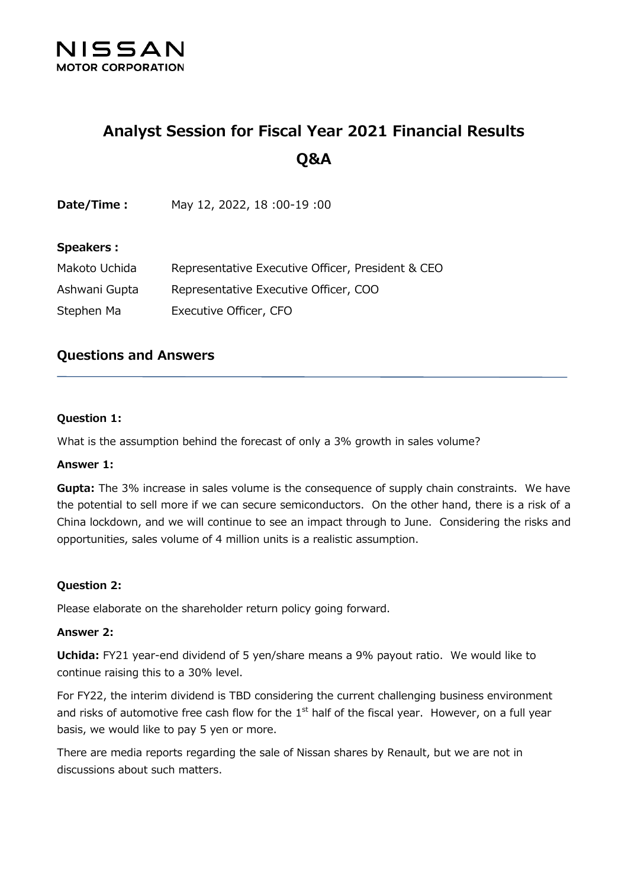NISSAN
MOTOR CORPORATION

# Analyst Session for Fiscal Year 2021 Financial Results Q&A

**Date/Time :** May 12, 2022, 18 :00-19 :00

**Speakers :**

Makoto Uchida Representative Executive Officer, President & CEO

Ashwani Gupta Representative Executive Officer, COO

Stephen Ma Executive Officer, CFO

## Questions and Answers

**Question 1:**

What is the assumption behind the forecast of only a 3% growth in sales volume?

**Answer 1:**

**Gupta:** The 3% increase in sales volume is the consequence of supply chain constraints. We have the potential to sell more if we can secure semiconductors. On the other hand, there is a risk of a China lockdown, and we will continue to see an impact through to June. Considering the risks and opportunities, sales volume of 4 million units is a realistic assumption.

**Question 2:**

Please elaborate on the shareholder return policy going forward.

**Answer 2:**

**Uchida:** FY21 year-end dividend of 5 yen/share means a 9% payout ratio. We would like to continue raising this to a 30% level.

For FY22, the interim dividend is TBD considering the current challenging business environment and risks of automotive free cash flow for the 1st half of the fiscal year. However, on a full year basis, we would like to pay 5 yen or more.

There are media reports regarding the sale of Nissan shares by Renault, but we are not in discussions about such matters.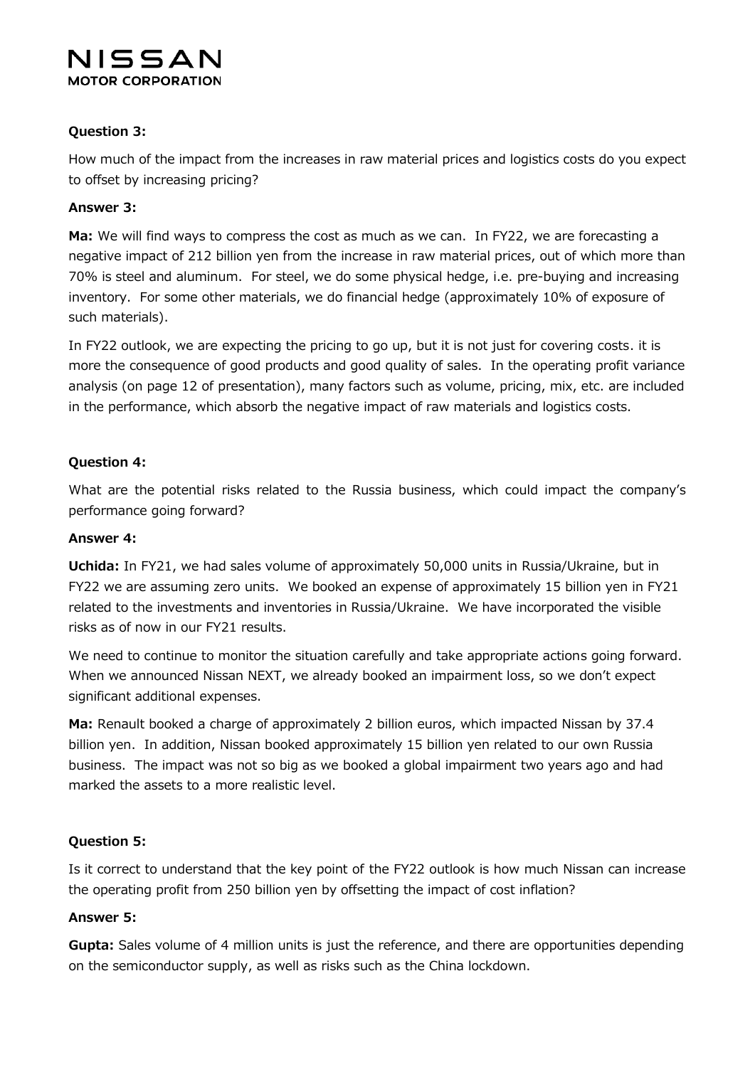**Question 3:**

How much of the impact from the increases in raw material prices and logistics costs do you expect to offset by increasing pricing?

**Answer 3:**

**Ma:** We will find ways to compress the cost as much as we can. In FY22, we are forecasting a negative impact of 212 billion yen from the increase in raw material prices, out of which more than 70% is steel and aluminum. For steel, we do some physical hedge, i.e. pre-buying and increasing inventory. For some other materials, we do financial hedge (approximately 10% of exposure of such materials).

In FY22 outlook, we are expecting the pricing to go up, but it is not just for covering costs. it is more the consequence of good products and good quality of sales. In the operating profit variance analysis (on page 12 of presentation), many factors such as volume, pricing, mix, etc. are included in the performance, which absorb the negative impact of raw materials and logistics costs.

**Question 4:**

What are the potential risks related to the Russia business, which could impact the company's performance going forward?

**Answer 4:**

**Uchida:** In FY21, we had sales volume of approximately 50,000 units in Russia/Ukraine, but in FY22 we are assuming zero units. We booked an expense of approximately 15 billion yen in FY21 related to the investments and inventories in Russia/Ukraine. We have incorporated the visible risks as of now in our FY21 results.

We need to continue to monitor the situation carefully and take appropriate actions going forward. When we announced Nissan NEXT, we already booked an impairment loss, so we don't expect significant additional expenses.

**Ma:** Renault booked a charge of approximately 2 billion euros, which impacted Nissan by 37.4 billion yen. In addition, Nissan booked approximately 15 billion yen related to our own Russia business. The impact was not so big as we booked a global impairment two years ago and had marked the assets to a more realistic level.

**Question 5:**

Is it correct to understand that the key point of the FY22 outlook is how much Nissan can increase the operating profit from 250 billion yen by offsetting the impact of cost inflation?

**Answer 5:**

**Gupta:** Sales volume of 4 million units is just the reference, and there are opportunities depending on the semiconductor supply, as well as risks such as the China lockdown.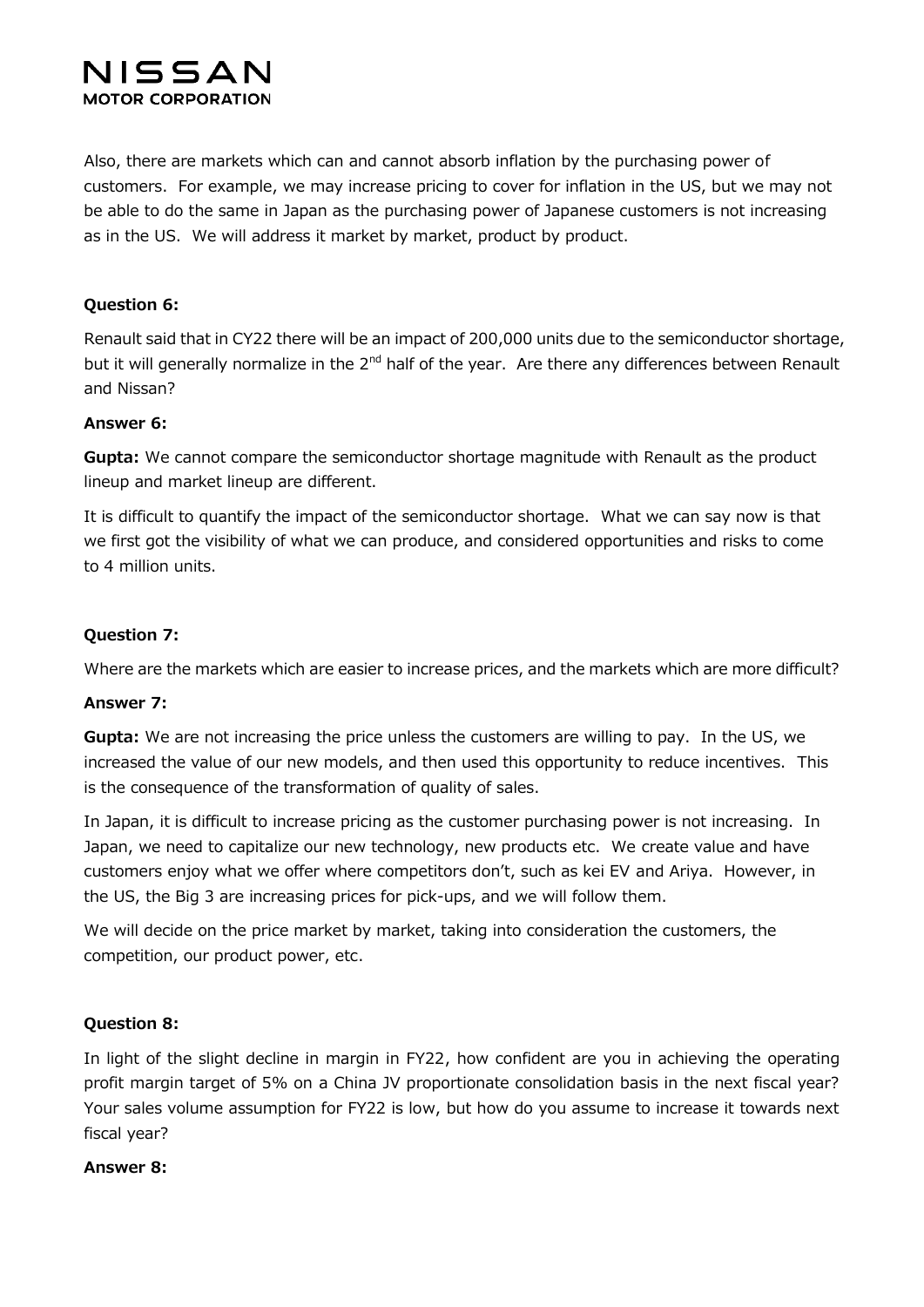Also, there are markets which can and cannot absorb inflation by the purchasing power of customers. For example, we may increase pricing to cover for inflation in the US, but we may not be able to do the same in Japan as the purchasing power of Japanese customers is not increasing as in the US. We will address it market by market, product by product.

**Question 6:**

Renault said that in CY22 there will be an impact of 200,000 units due to the semiconductor shortage, but it will generally normalize in the 2nd half of the year. Are there any differences between Renault and Nissan?

**Answer 6:**

**Gupta:** We cannot compare the semiconductor shortage magnitude with Renault as the product lineup and market lineup are different.

It is difficult to quantify the impact of the semiconductor shortage. What we can say now is that we first got the visibility of what we can produce, and considered opportunities and risks to come to 4 million units.

**Question 7:**

Where are the markets which are easier to increase prices, and the markets which are more difficult?

**Answer 7:**

**Gupta:** We are not increasing the price unless the customers are willing to pay. In the US, we increased the value of our new models, and then used this opportunity to reduce incentives. This is the consequence of the transformation of quality of sales.

In Japan, it is difficult to increase pricing as the customer purchasing power is not increasing. In Japan, we need to capitalize our new technology, new products etc. We create value and have customers enjoy what we offer where competitors don't, such as kei EV and Ariya. However, in the US, the Big 3 are increasing prices for pick-ups, and we will follow them.

We will decide on the price market by market, taking into consideration the customers, the competition, our product power, etc.

**Question 8:**

In light of the slight decline in margin in FY22, how confident are you in achieving the operating profit margin target of 5% on a China JV proportionate consolidation basis in the next fiscal year? Your sales volume assumption for FY22 is low, but how do you assume to increase it towards next fiscal year?

**Answer 8:**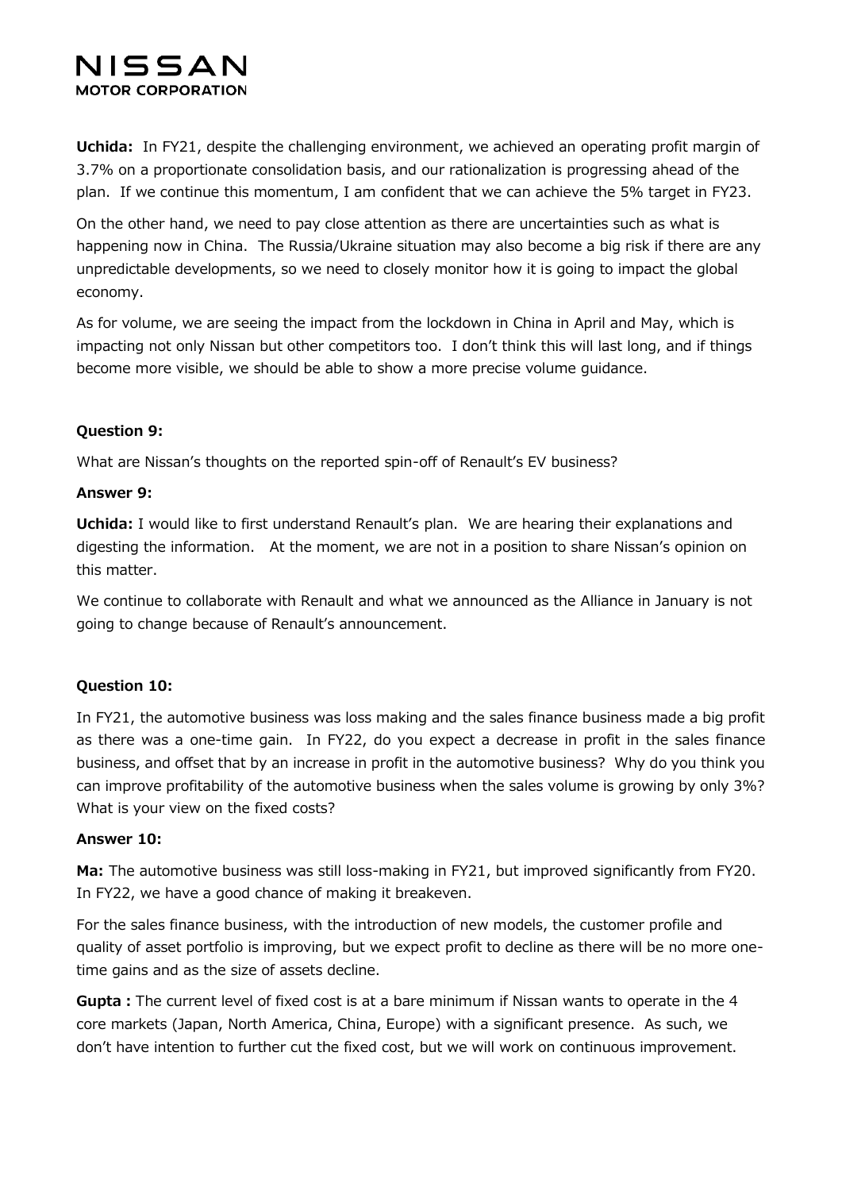**Uchida:** In FY21, despite the challenging environment, we achieved an operating profit margin of 3.7% on a proportionate consolidation basis, and our rationalization is progressing ahead of the plan. If we continue this momentum, I am confident that we can achieve the 5% target in FY23.

On the other hand, we need to pay close attention as there are uncertainties such as what is happening now in China. The Russia/Ukraine situation may also become a big risk if there are any unpredictable developments, so we need to closely monitor how it is going to impact the global economy.

As for volume, we are seeing the impact from the lockdown in China in April and May, which is impacting not only Nissan but other competitors too. I don't think this will last long, and if things become more visible, we should be able to show a more precise volume guidance.

**Question 9:**

What are Nissan's thoughts on the reported spin-off of Renault's EV business?

**Answer 9:**

**Uchida:** I would like to first understand Renault's plan. We are hearing their explanations and digesting the information. At the moment, we are not in a position to share Nissan's opinion on this matter.

We continue to collaborate with Renault and what we announced as the Alliance in January is not going to change because of Renault's announcement.

**Question 10:**

In FY21, the automotive business was loss making and the sales finance business made a big profit as there was a one-time gain. In FY22, do you expect a decrease in profit in the sales finance business, and offset that by an increase in profit in the automotive business? Why do you think you can improve profitability of the automotive business when the sales volume is growing by only 3%? What is your view on the fixed costs?

**Answer 10:**

**Ma:** The automotive business was still loss-making in FY21, but improved significantly from FY20. In FY22, we have a good chance of making it breakeven.

For the sales finance business, with the introduction of new models, the customer profile and quality of asset portfolio is improving, but we expect profit to decline as there will be no more one-time gains and as the size of assets decline.

**Gupta :** The current level of fixed cost is at a bare minimum if Nissan wants to operate in the 4 core markets (Japan, North America, China, Europe) with a significant presence. As such, we don't have intention to further cut the fixed cost, but we will work on continuous improvement.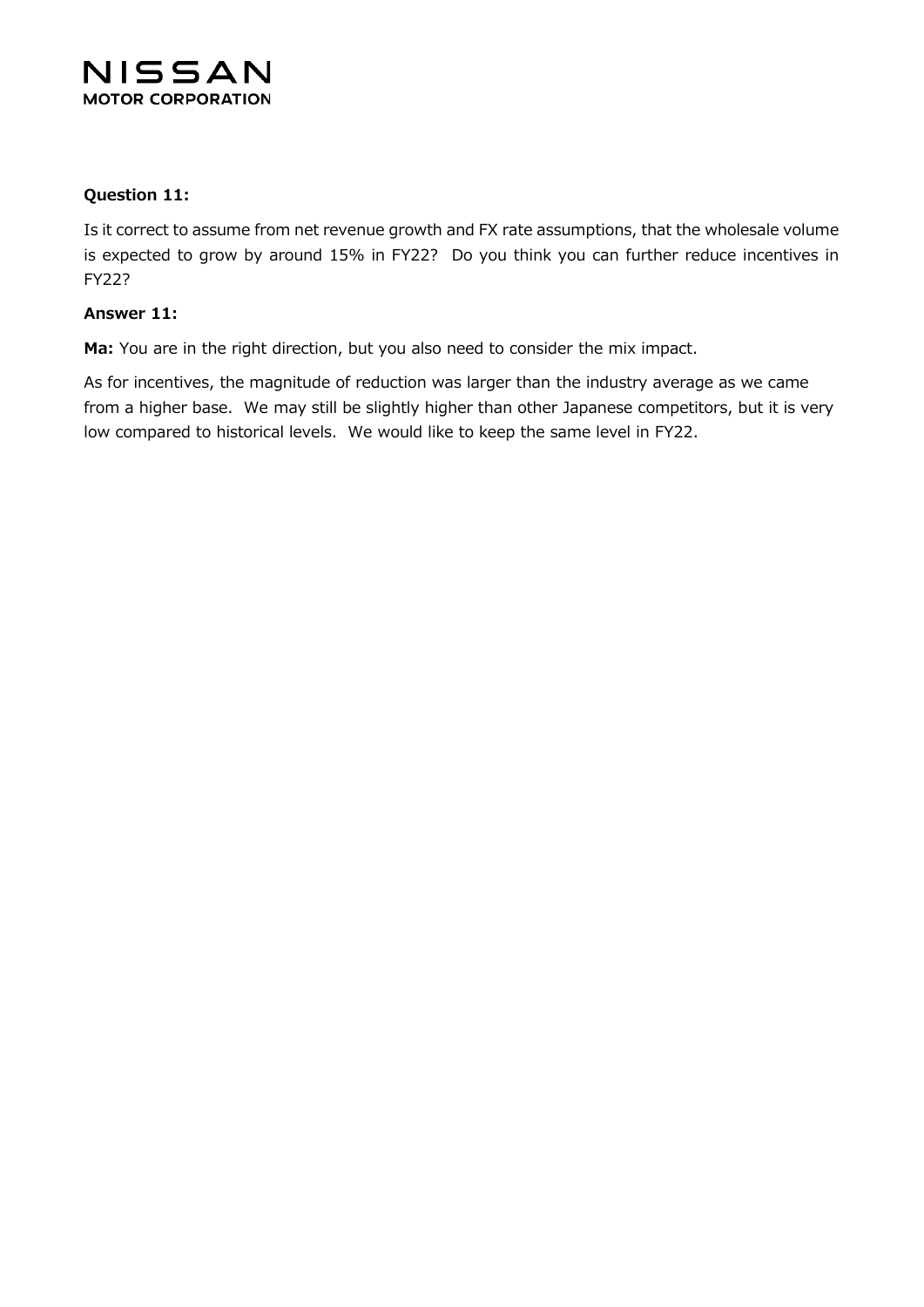**Question 11:**

Is it correct to assume from net revenue growth and FX rate assumptions, that the wholesale volume is expected to grow by around 15% in FY22? Do you think you can further reduce incentives in FY22?

**Answer 11:**

**Ma:** You are in the right direction, but you also need to consider the mix impact.

As for incentives, the magnitude of reduction was larger than the industry average as we came from a higher base. We may still be slightly higher than other Japanese competitors, but it is very low compared to historical levels. We would like to keep the same level in FY22.